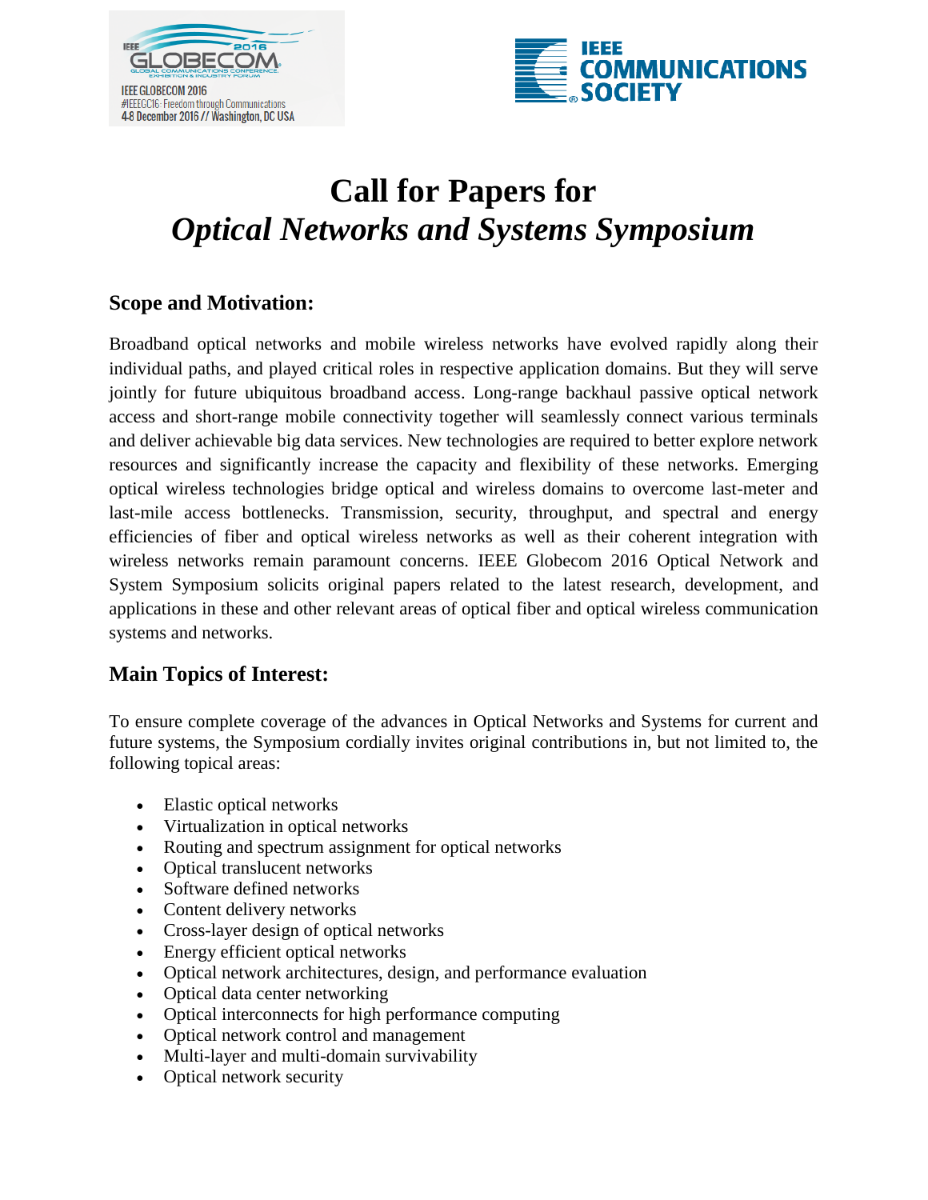# Call for Papers for *Optical Networks and Systems Symposium*

## Scope and Motivation:

Broadband optical networks and mobile wireless networks have evolved rapidly along their individual paths, and played critical roles in respective application domains. But they will serve jointly for future ubiquitous broadband access. Long-range backhaul passive optical network access and short-range mobile connectivity together will seamlessly connect various terminals and deliver achievable big data services. New technologies are required to better explore network resources and significantly increase the capacity and flexibility of these networks. Emerging optical wireless technologies bridge optical and wireless domains to overcome last-meter and last-mile access bottlenecks. Transmission, security, throughput, and spectral and energy efficiencies of fiber and optical wireless networks as well as their coherent integration with wireless networks remain paramount concerns. IEEE Globecom 2016 Optical Network and System Symposium solicits original papers related to the latest research, development, and applications in these and other relevant areas of optical fiber and optical wireless communication systems and networks.

## Main Topics of Interest:

To ensure complete coverage of the advances in Optical Networks and Systems for current and future systems, the Symposium cordially invites original contributions in, but not limited to, the following topical areas:

- Elastic optical networks
- Virtualization in optical networks
- Routing and spectrum assignment for optical networks
- Optical translucent networks
- Software defined networks
- Content delivery networks
- Cross-layer design of optical networks
- Energy efficient optical networks
- Optical network architectures, design, and performance evaluation
- Optical data center networking
- Optical interconnects for high performance computing
- Optical network control and management
- Multi-layer and multi-domain survivability
- Optical network security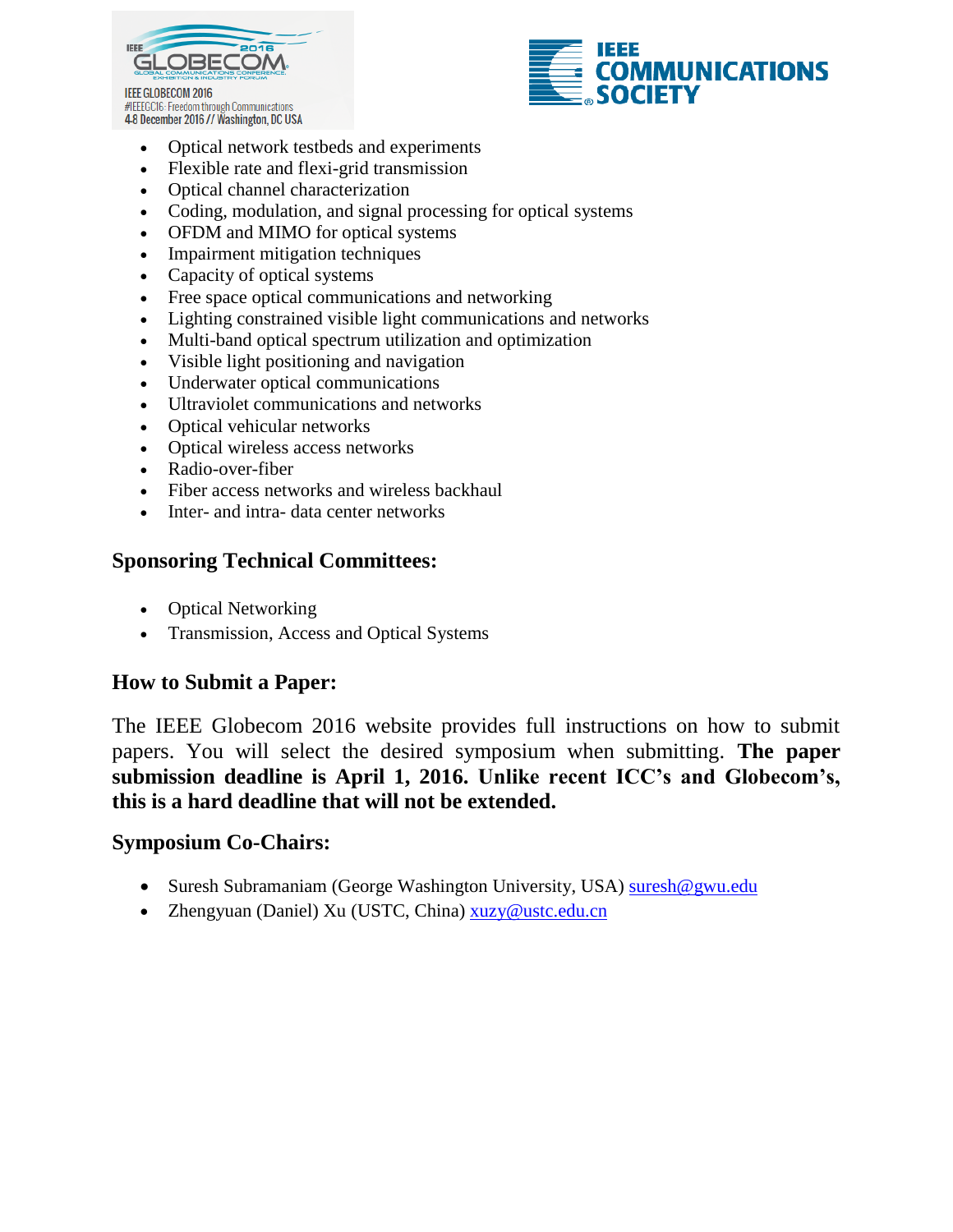- Optical network testbeds and experiments
- Flexible rate and flexi-grid transmission
- Optical channel characterization
- Coding, modulation, and signal processing for optical systems
- OFDM and MIMO for optical systems
- Impairment mitigation techniques
- Capacity of optical systems
- Free space optical communications and networking
- Lighting constrained visible light communications and networks
- Multi-band optical spectrum utilization and optimization
- Visible light positioning and navigation
- Underwater optical communications
- Ultraviolet communications and networks
- Optical vehicular networks
- Optical wireless access networks
- Radio-over-fiber
- Fiber access networks and wireless backhaul
- Inter- and intra- data center networks

### Sponsoring Technical Committees:

- Optical Networking
- Transmission, Access and Optical Systems

### How to Submit a Paper:

The IEEE Globecom 2016 website provides full instructions on how to submit papers. You will select the desired symposium when submitting. **The paper submission deadline is April 1, 2016. Unlike recent ICC's and Globecom's, this is a hard deadline that will not be extended.**

### Symposium Co-Chairs:

- Suresh Subramaniam (George Washington University, USA) suresh@gwu.edu
- Zhengyuan (Daniel) Xu (USTC, China) xuzy@ustc.edu.cn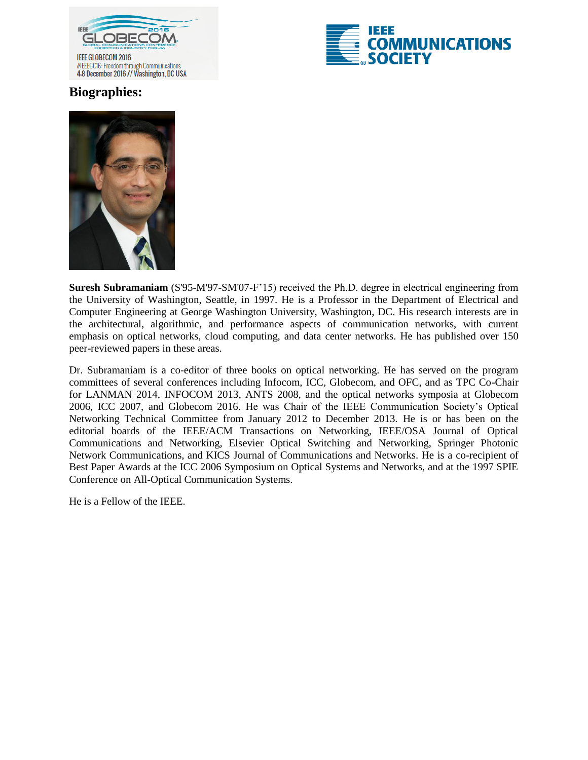## Biographies:

**Suresh Subramaniam** (S'95-M'97-SM'07-F'15) received the Ph.D. degree in electrical engineering from the University of Washington, Seattle, in 1997. He is a Professor in the Department of Electrical and Computer Engineering at George Washington University, Washington, DC. His research interests are in the architectural, algorithmic, and performance aspects of communication networks, with current emphasis on optical networks, cloud computing, and data center networks. He has published over 150 peer-reviewed papers in these areas.

Dr. Subramaniam is a co-editor of three books on optical networking. He has served on the program committees of several conferences including Infocom, ICC, Globecom, and OFC, and as TPC Co-Chair for LANMAN 2014, INFOCOM 2013, ANTS 2008, and the optical networks symposia at Globecom 2006, ICC 2007, and Globecom 2016. He was Chair of the IEEE Communication Society's Optical Networking Technical Committee from January 2012 to December 2013. He is or has been on the editorial boards of the IEEE/ACM Transactions on Networking, IEEE/OSA Journal of Optical Communications and Networking, Elsevier Optical Switching and Networking, Springer Photonic Network Communications, and KICS Journal of Communications and Networks. He is a co-recipient of Best Paper Awards at the ICC 2006 Symposium on Optical Systems and Networks, and at the 1997 SPIE Conference on All-Optical Communication Systems.

He is a Fellow of the IEEE.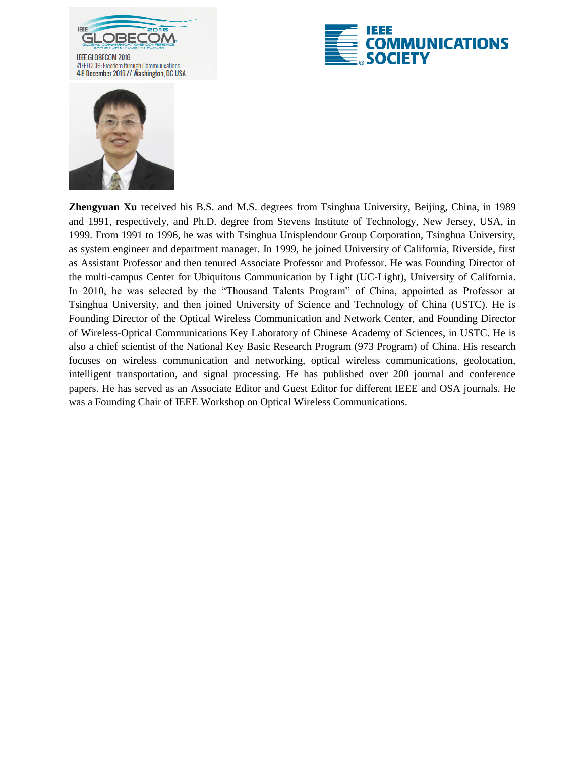**Zhengyuan Xu** received his B.S. and M.S. degrees from Tsinghua University, Beijing, China, in 1989 and 1991, respectively, and Ph.D. degree from Stevens Institute of Technology, New Jersey, USA, in 1999. From 1991 to 1996, he was with Tsinghua Unisplendour Group Corporation, Tsinghua University, as system engineer and department manager. In 1999, he joined University of California, Riverside, first as Assistant Professor and then tenured Associate Professor and Professor. He was Founding Director of the multi-campus Center for Ubiquitous Communication by Light (UC-Light), University of California. In 2010, he was selected by the "Thousand Talents Program" of China, appointed as Professor at Tsinghua University, and then joined University of Science and Technology of China (USTC). He is Founding Director of the Optical Wireless Communication and Network Center, and Founding Director of Wireless-Optical Communications Key Laboratory of Chinese Academy of Sciences, in USTC. He is also a chief scientist of the National Key Basic Research Program (973 Program) of China. His research focuses on wireless communication and networking, optical wireless communications, geolocation, intelligent transportation, and signal processing. He has published over 200 journal and conference papers. He has served as an Associate Editor and Guest Editor for different IEEE and OSA journals. He was a Founding Chair of IEEE Workshop on Optical Wireless Communications.